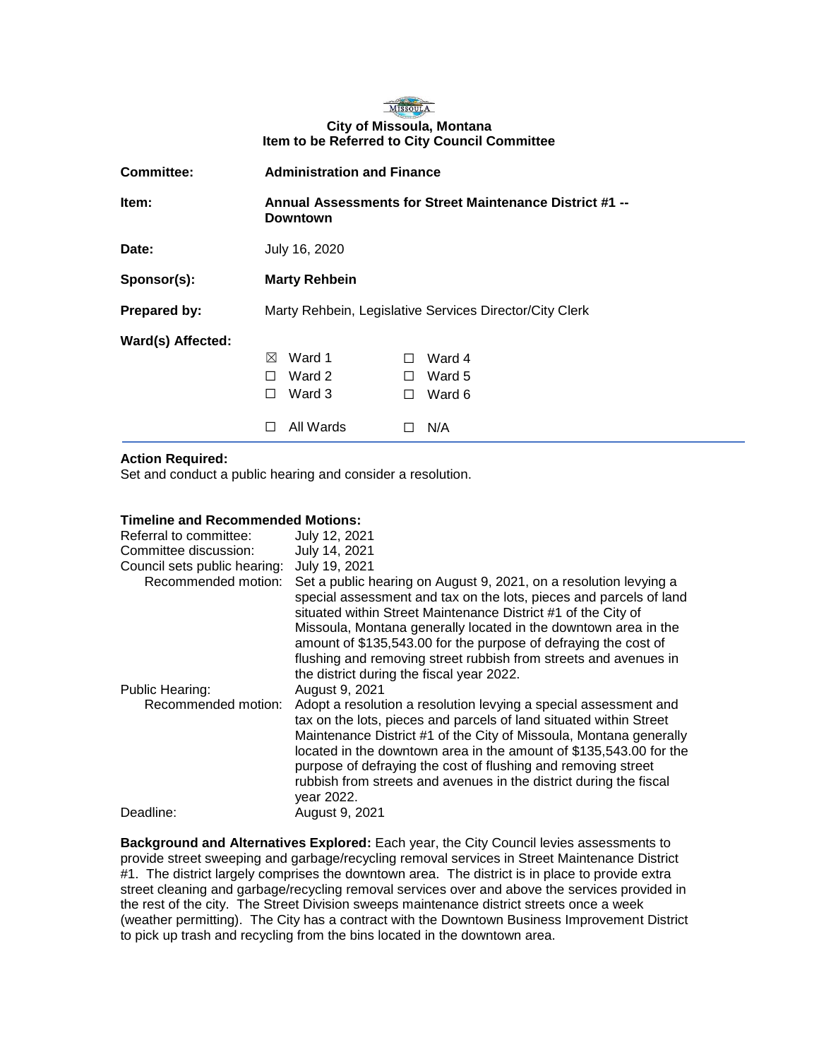MISSOULA

**City of Missoula, Montana**
**Item to be Referred to City Council Committee**

| | |
|---|---|
| **Committee:** | **Administration and Finance** |
| **Item:** | **Annual Assessments for Street Maintenance District #1 -- Downtown** |
| **Date:** | July 16, 2020 |
| **Sponsor(s):** | **Marty Rehbein** |
| **Prepared by:** | Marty Rehbein, Legislative Services Director/City Clerk |
| **Ward(s) Affected:** | ☒ Ward 1 ☐ Ward 2 ☐ Ward 3 ☐ Ward 4 ☐ Ward 5 ☐ Ward 6 ☐ All Wards ☐ N/A |

**Action Required:**
Set and conduct a public hearing and consider a resolution.

**Timeline and Recommended Motions:**

| | |
|---|---|
| Referral to committee: | July 12, 2021 |
| Committee discussion: | July 14, 2021 |
| Council sets public hearing: | July 19, 2021 |
| Recommended motion: | Set a public hearing on August 9, 2021, on a resolution levying a special assessment and tax on the lots, pieces and parcels of land situated within Street Maintenance District #1 of the City of Missoula, Montana generally located in the downtown area in the amount of $135,543.00 for the purpose of defraying the cost of flushing and removing street rubbish from streets and avenues in the district during the fiscal year 2022. |
| Public Hearing: | August 9, 2021 |
| Recommended motion: | Adopt a resolution a resolution levying a special assessment and tax on the lots, pieces and parcels of land situated within Street Maintenance District #1 of the City of Missoula, Montana generally located in the downtown area in the amount of $135,543.00 for the purpose of defraying the cost of flushing and removing street rubbish from streets and avenues in the district during the fiscal year 2022. |
| Deadline: | August 9, 2021 |

**Background and Alternatives Explored:** Each year, the City Council levies assessments to provide street sweeping and garbage/recycling removal services in Street Maintenance District #1. The district largely comprises the downtown area. The district is in place to provide extra street cleaning and garbage/recycling removal services over and above the services provided in the rest of the city. The Street Division sweeps maintenance district streets once a week (weather permitting). The City has a contract with the Downtown Business Improvement District to pick up trash and recycling from the bins located in the downtown area.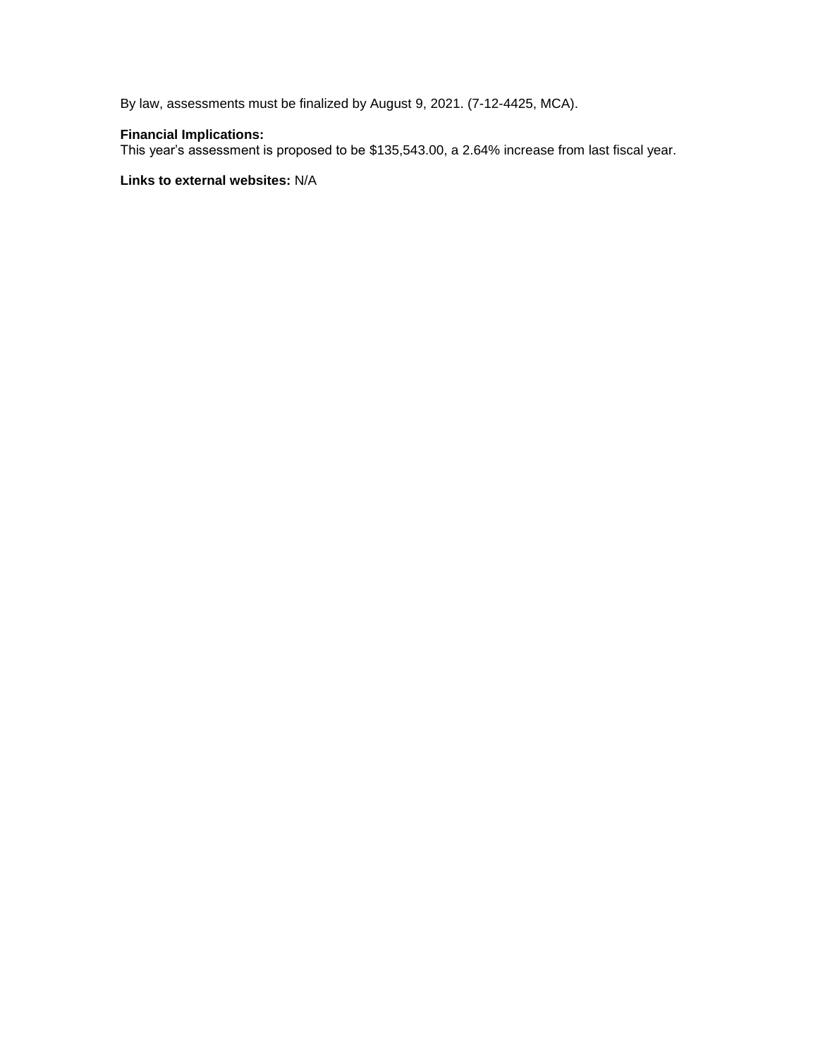By law, assessments must be finalized by August 9, 2021. (7-12-4425, MCA).

**Financial Implications:**
This year's assessment is proposed to be $135,543.00, a 2.64% increase from last fiscal year.

**Links to external websites:** N/A